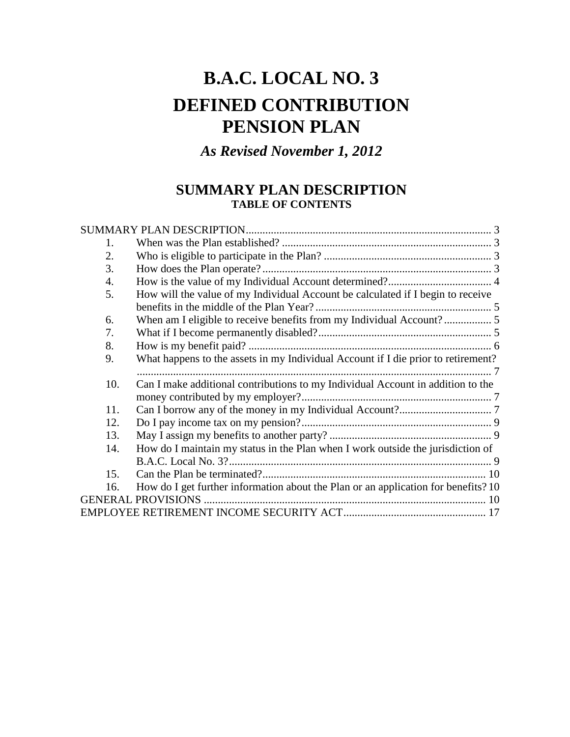# B.A.C. LOCAL NO. 3

# DEFINED CONTRIBUTION PENSION PLAN

***As Revised November 1, 2012***

## SUMMARY PLAN DESCRIPTION

### TABLE OF CONTENTS

SUMMARY PLAN DESCRIPTION ..... 3

1. When was the Plan established? ..... 3
2. Who is eligible to participate in the Plan? ..... 3
3. How does the Plan operate? ..... 3
4. How is the value of my Individual Account determined? ..... 4
5. How will the value of my Individual Account be calculated if I begin to receive benefits in the middle of the Plan Year? ..... 5
6. When am I eligible to receive benefits from my Individual Account? ..... 5
7. What if I become permanently disabled? ..... 5
8. How is my benefit paid? ..... 6
9. What happens to the assets in my Individual Account if I die prior to retirement? ..... 7
10. Can I make additional contributions to my Individual Account in addition to the money contributed by my employer? ..... 7
11. Can I borrow any of the money in my Individual Account? ..... 7
12. Do I pay income tax on my pension? ..... 9
13. May I assign my benefits to another party? ..... 9
14. How do I maintain my status in the Plan when I work outside the jurisdiction of B.A.C. Local No. 3? ..... 9
15. Can the Plan be terminated? ..... 10
16. How do I get further information about the Plan or an application for benefits? ..... 10

GENERAL PROVISIONS ..... 10

EMPLOYEE RETIREMENT INCOME SECURITY ACT ..... 17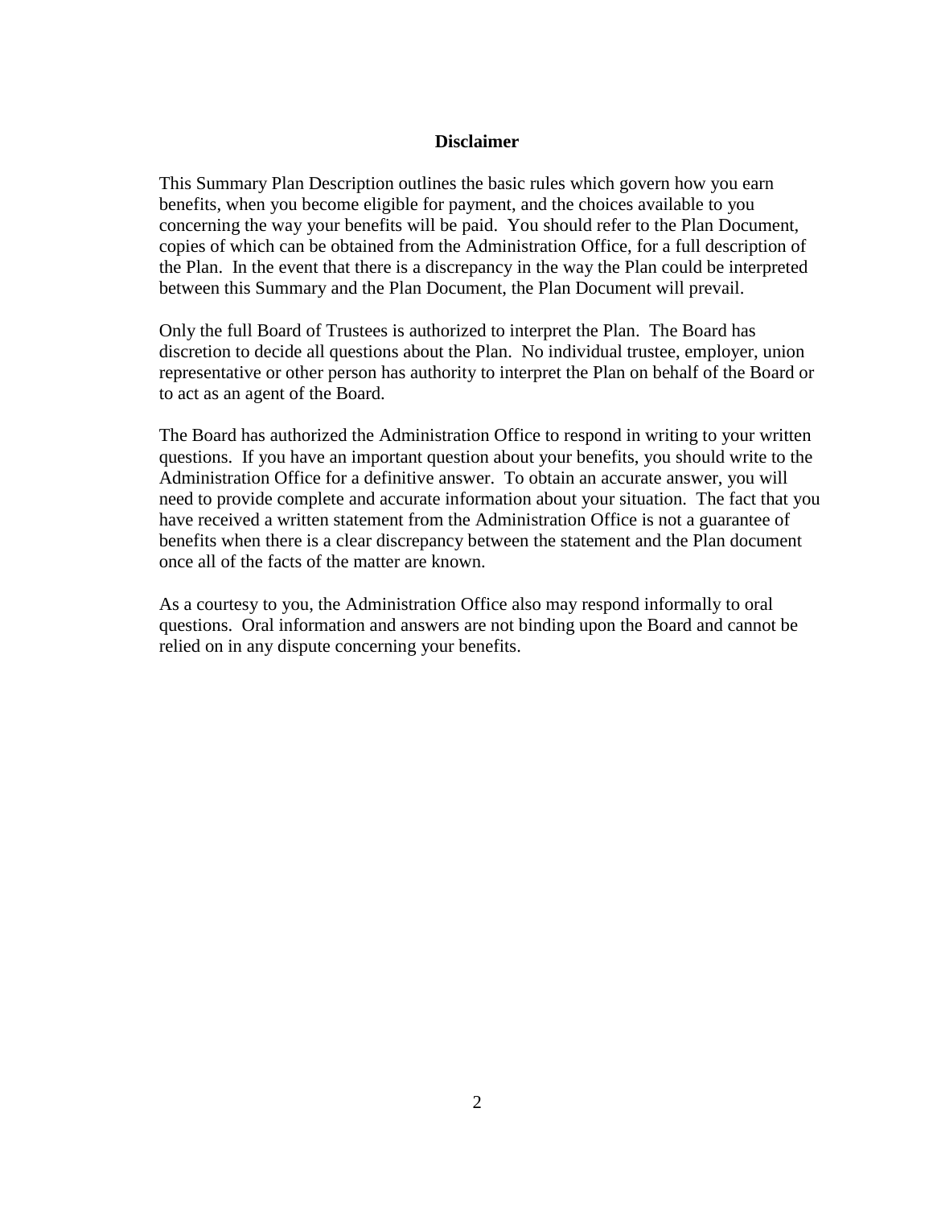## Disclaimer

This Summary Plan Description outlines the basic rules which govern how you earn benefits, when you become eligible for payment, and the choices available to you concerning the way your benefits will be paid. You should refer to the Plan Document, copies of which can be obtained from the Administration Office, for a full description of the Plan. In the event that there is a discrepancy in the way the Plan could be interpreted between this Summary and the Plan Document, the Plan Document will prevail.

Only the full Board of Trustees is authorized to interpret the Plan. The Board has discretion to decide all questions about the Plan. No individual trustee, employer, union representative or other person has authority to interpret the Plan on behalf of the Board or to act as an agent of the Board.

The Board has authorized the Administration Office to respond in writing to your written questions. If you have an important question about your benefits, you should write to the Administration Office for a definitive answer. To obtain an accurate answer, you will need to provide complete and accurate information about your situation. The fact that you have received a written statement from the Administration Office is not a guarantee of benefits when there is a clear discrepancy between the statement and the Plan document once all of the facts of the matter are known.

As a courtesy to you, the Administration Office also may respond informally to oral questions. Oral information and answers are not binding upon the Board and cannot be relied on in any dispute concerning your benefits.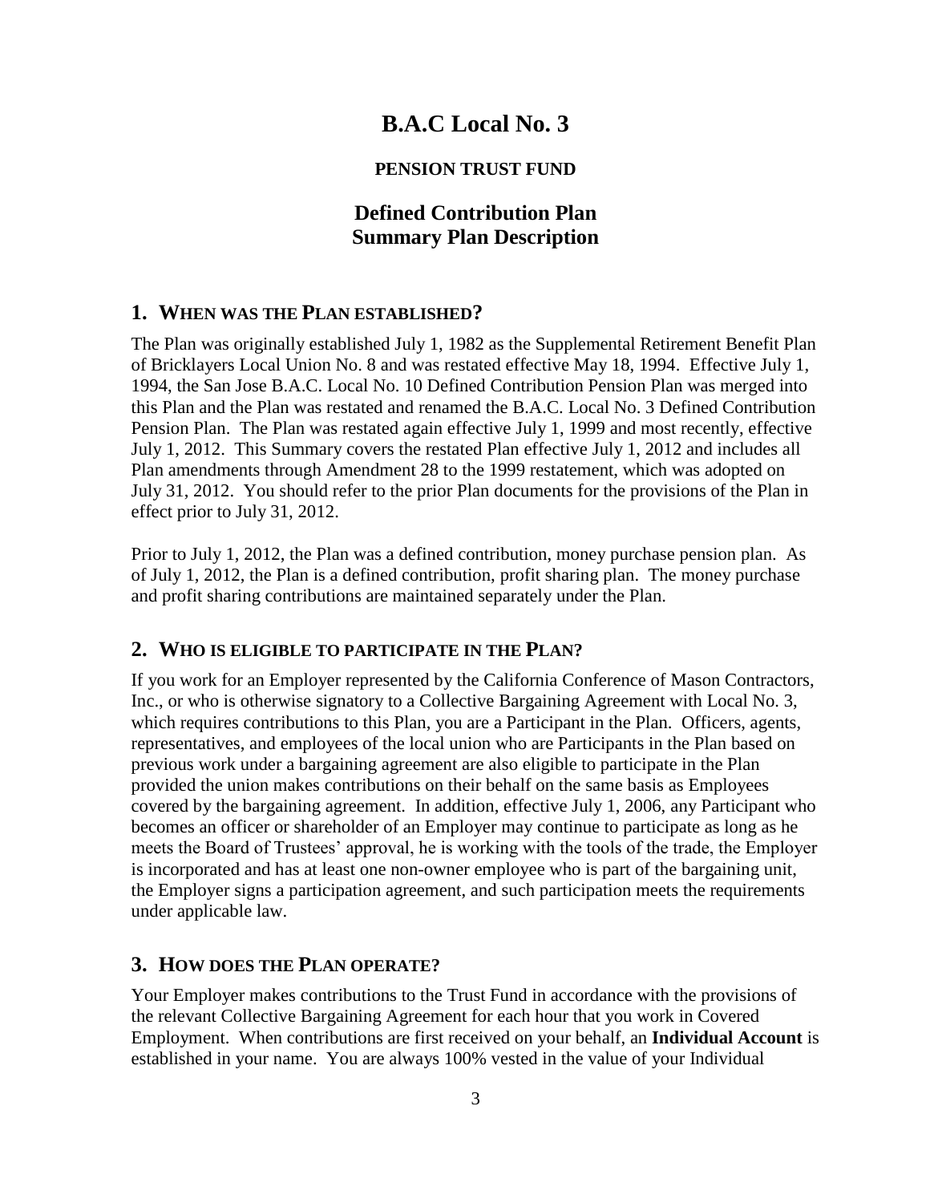# B.A.C Local No. 3

**PENSION TRUST FUND**

## Defined Contribution Plan
## Summary Plan Description

## 1. WHEN WAS THE PLAN ESTABLISHED?

The Plan was originally established July 1, 1982 as the Supplemental Retirement Benefit Plan of Bricklayers Local Union No. 8 and was restated effective May 18, 1994. Effective July 1, 1994, the San Jose B.A.C. Local No. 10 Defined Contribution Pension Plan was merged into this Plan and the Plan was restated and renamed the B.A.C. Local No. 3 Defined Contribution Pension Plan. The Plan was restated again effective July 1, 1999 and most recently, effective July 1, 2012. This Summary covers the restated Plan effective July 1, 2012 and includes all Plan amendments through Amendment 28 to the 1999 restatement, which was adopted on July 31, 2012. You should refer to the prior Plan documents for the provisions of the Plan in effect prior to July 31, 2012.

Prior to July 1, 2012, the Plan was a defined contribution, money purchase pension plan. As of July 1, 2012, the Plan is a defined contribution, profit sharing plan. The money purchase and profit sharing contributions are maintained separately under the Plan.

## 2. WHO IS ELIGIBLE TO PARTICIPATE IN THE PLAN?

If you work for an Employer represented by the California Conference of Mason Contractors, Inc., or who is otherwise signatory to a Collective Bargaining Agreement with Local No. 3, which requires contributions to this Plan, you are a Participant in the Plan. Officers, agents, representatives, and employees of the local union who are Participants in the Plan based on previous work under a bargaining agreement are also eligible to participate in the Plan provided the union makes contributions on their behalf on the same basis as Employees covered by the bargaining agreement. In addition, effective July 1, 2006, any Participant who becomes an officer or shareholder of an Employer may continue to participate as long as he meets the Board of Trustees' approval, he is working with the tools of the trade, the Employer is incorporated and has at least one non-owner employee who is part of the bargaining unit, the Employer signs a participation agreement, and such participation meets the requirements under applicable law.

## 3. HOW DOES THE PLAN OPERATE?

Your Employer makes contributions to the Trust Fund in accordance with the provisions of the relevant Collective Bargaining Agreement for each hour that you work in Covered Employment. When contributions are first received on your behalf, an **Individual Account** is established in your name. You are always 100% vested in the value of your Individual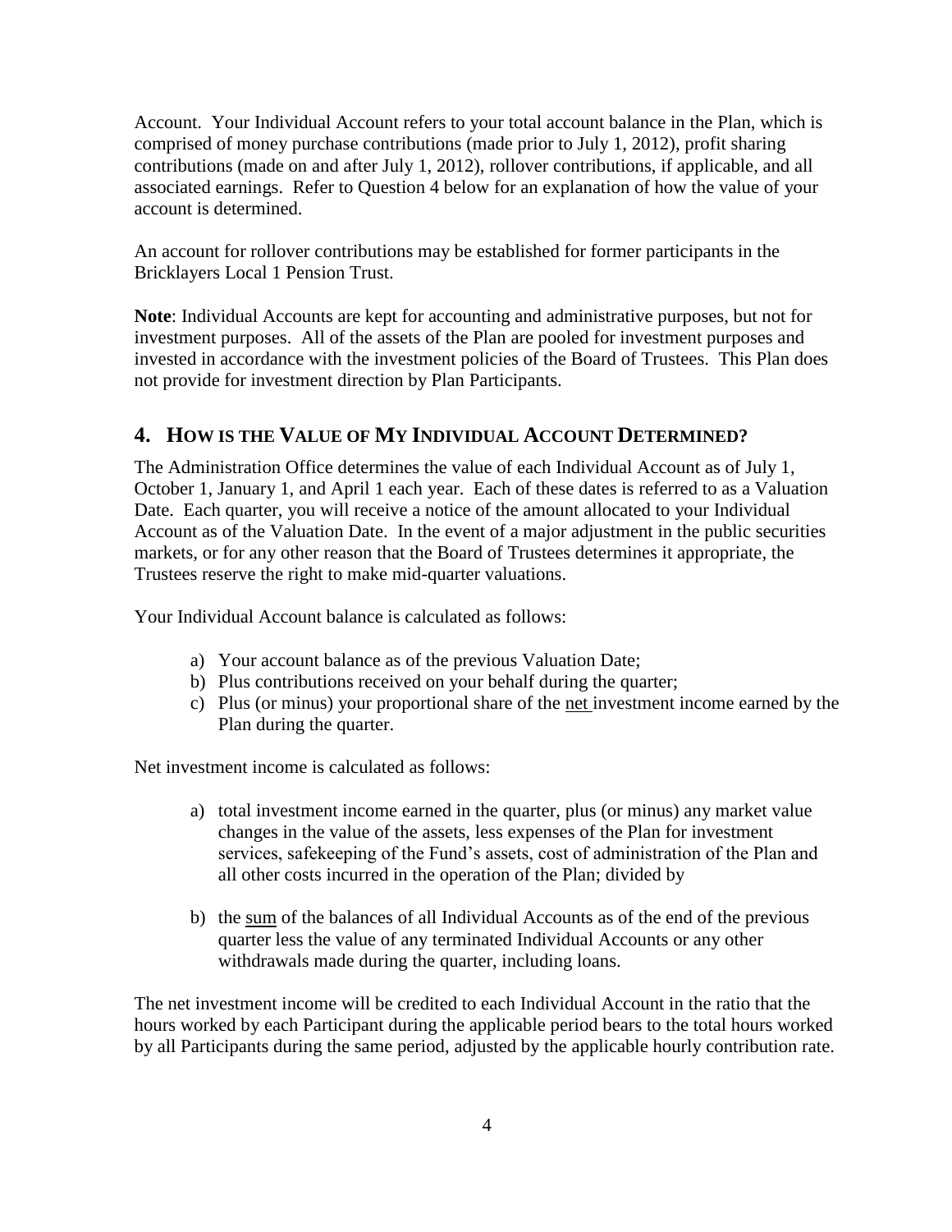Account. Your Individual Account refers to your total account balance in the Plan, which is comprised of money purchase contributions (made prior to July 1, 2012), profit sharing contributions (made on and after July 1, 2012), rollover contributions, if applicable, and all associated earnings. Refer to Question 4 below for an explanation of how the value of your account is determined.

An account for rollover contributions may be established for former participants in the Bricklayers Local 1 Pension Trust.

**Note**: Individual Accounts are kept for accounting and administrative purposes, but not for investment purposes. All of the assets of the Plan are pooled for investment purposes and invested in accordance with the investment policies of the Board of Trustees. This Plan does not provide for investment direction by Plan Participants.

## 4. How is the Value of My Individual Account Determined?

The Administration Office determines the value of each Individual Account as of July 1, October 1, January 1, and April 1 each year. Each of these dates is referred to as a Valuation Date. Each quarter, you will receive a notice of the amount allocated to your Individual Account as of the Valuation Date. In the event of a major adjustment in the public securities markets, or for any other reason that the Board of Trustees determines it appropriate, the Trustees reserve the right to make mid-quarter valuations.

Your Individual Account balance is calculated as follows:

a) Your account balance as of the previous Valuation Date;
b) Plus contributions received on your behalf during the quarter;
c) Plus (or minus) your proportional share of the <u>net</u> investment income earned by the Plan during the quarter.

Net investment income is calculated as follows:

a) total investment income earned in the quarter, plus (or minus) any market value changes in the value of the assets, less expenses of the Plan for investment services, safekeeping of the Fund's assets, cost of administration of the Plan and all other costs incurred in the operation of the Plan; divided by

b) the <u>sum</u> of the balances of all Individual Accounts as of the end of the previous quarter less the value of any terminated Individual Accounts or any other withdrawals made during the quarter, including loans.

The net investment income will be credited to each Individual Account in the ratio that the hours worked by each Participant during the applicable period bears to the total hours worked by all Participants during the same period, adjusted by the applicable hourly contribution rate.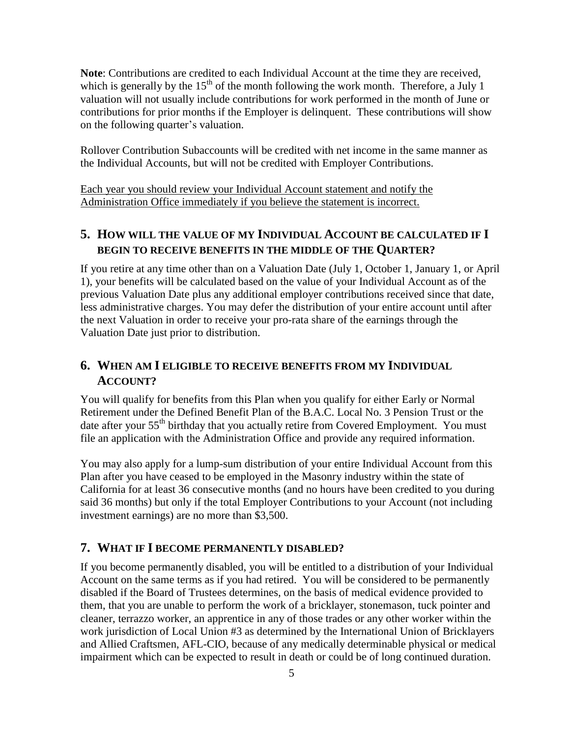**Note**: Contributions are credited to each Individual Account at the time they are received, which is generally by the 15th of the month following the work month. Therefore, a July 1 valuation will not usually include contributions for work performed in the month of June or contributions for prior months if the Employer is delinquent. These contributions will show on the following quarter's valuation.

Rollover Contribution Subaccounts will be credited with net income in the same manner as the Individual Accounts, but will not be credited with Employer Contributions.

<u>Each year you should review your Individual Account statement and notify the Administration Office immediately if you believe the statement is incorrect.</u>

## 5. How will the value of my Individual Account be calculated if I begin to receive benefits in the middle of the Quarter?

If you retire at any time other than on a Valuation Date (July 1, October 1, January 1, or April 1), your benefits will be calculated based on the value of your Individual Account as of the previous Valuation Date plus any additional employer contributions received since that date, less administrative charges. You may defer the distribution of your entire account until after the next Valuation in order to receive your pro-rata share of the earnings through the Valuation Date just prior to distribution.

## 6. When am I eligible to receive benefits from my Individual Account?

You will qualify for benefits from this Plan when you qualify for either Early or Normal Retirement under the Defined Benefit Plan of the B.A.C. Local No. 3 Pension Trust or the date after your 55th birthday that you actually retire from Covered Employment. You must file an application with the Administration Office and provide any required information.

You may also apply for a lump-sum distribution of your entire Individual Account from this Plan after you have ceased to be employed in the Masonry industry within the state of California for at least 36 consecutive months (and no hours have been credited to you during said 36 months) but only if the total Employer Contributions to your Account (not including investment earnings) are no more than $3,500.

## 7. What if I become permanently disabled?

If you become permanently disabled, you will be entitled to a distribution of your Individual Account on the same terms as if you had retired. You will be considered to be permanently disabled if the Board of Trustees determines, on the basis of medical evidence provided to them, that you are unable to perform the work of a bricklayer, stonemason, tuck pointer and cleaner, terrazzo worker, an apprentice in any of those trades or any other worker within the work jurisdiction of Local Union #3 as determined by the International Union of Bricklayers and Allied Craftsmen, AFL-CIO, because of any medically determinable physical or medical impairment which can be expected to result in death or could be of long continued duration.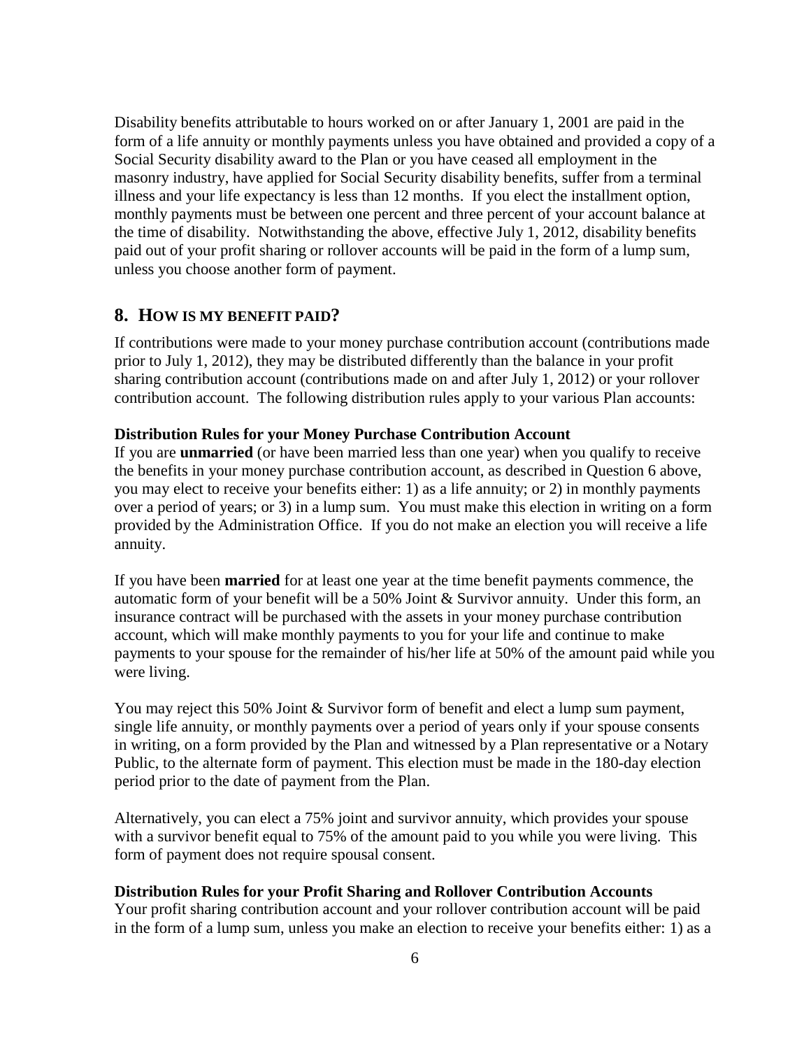Disability benefits attributable to hours worked on or after January 1, 2001 are paid in the form of a life annuity or monthly payments unless you have obtained and provided a copy of a Social Security disability award to the Plan or you have ceased all employment in the masonry industry, have applied for Social Security disability benefits, suffer from a terminal illness and your life expectancy is less than 12 months. If you elect the installment option, monthly payments must be between one percent and three percent of your account balance at the time of disability. Notwithstanding the above, effective July 1, 2012, disability benefits paid out of your profit sharing or rollover accounts will be paid in the form of a lump sum, unless you choose another form of payment.

## 8. HOW IS MY BENEFIT PAID?

If contributions were made to your money purchase contribution account (contributions made prior to July 1, 2012), they may be distributed differently than the balance in your profit sharing contribution account (contributions made on and after July 1, 2012) or your rollover contribution account. The following distribution rules apply to your various Plan accounts:

**Distribution Rules for your Money Purchase Contribution Account**

If you are **unmarried** (or have been married less than one year) when you qualify to receive the benefits in your money purchase contribution account, as described in Question 6 above, you may elect to receive your benefits either: 1) as a life annuity; or 2) in monthly payments over a period of years; or 3) in a lump sum. You must make this election in writing on a form provided by the Administration Office. If you do not make an election you will receive a life annuity.

If you have been **married** for at least one year at the time benefit payments commence, the automatic form of your benefit will be a 50% Joint & Survivor annuity. Under this form, an insurance contract will be purchased with the assets in your money purchase contribution account, which will make monthly payments to you for your life and continue to make payments to your spouse for the remainder of his/her life at 50% of the amount paid while you were living.

You may reject this 50% Joint & Survivor form of benefit and elect a lump sum payment, single life annuity, or monthly payments over a period of years only if your spouse consents in writing, on a form provided by the Plan and witnessed by a Plan representative or a Notary Public, to the alternate form of payment. This election must be made in the 180-day election period prior to the date of payment from the Plan.

Alternatively, you can elect a 75% joint and survivor annuity, which provides your spouse with a survivor benefit equal to 75% of the amount paid to you while you were living. This form of payment does not require spousal consent.

**Distribution Rules for your Profit Sharing and Rollover Contribution Accounts**

Your profit sharing contribution account and your rollover contribution account will be paid in the form of a lump sum, unless you make an election to receive your benefits either: 1) as a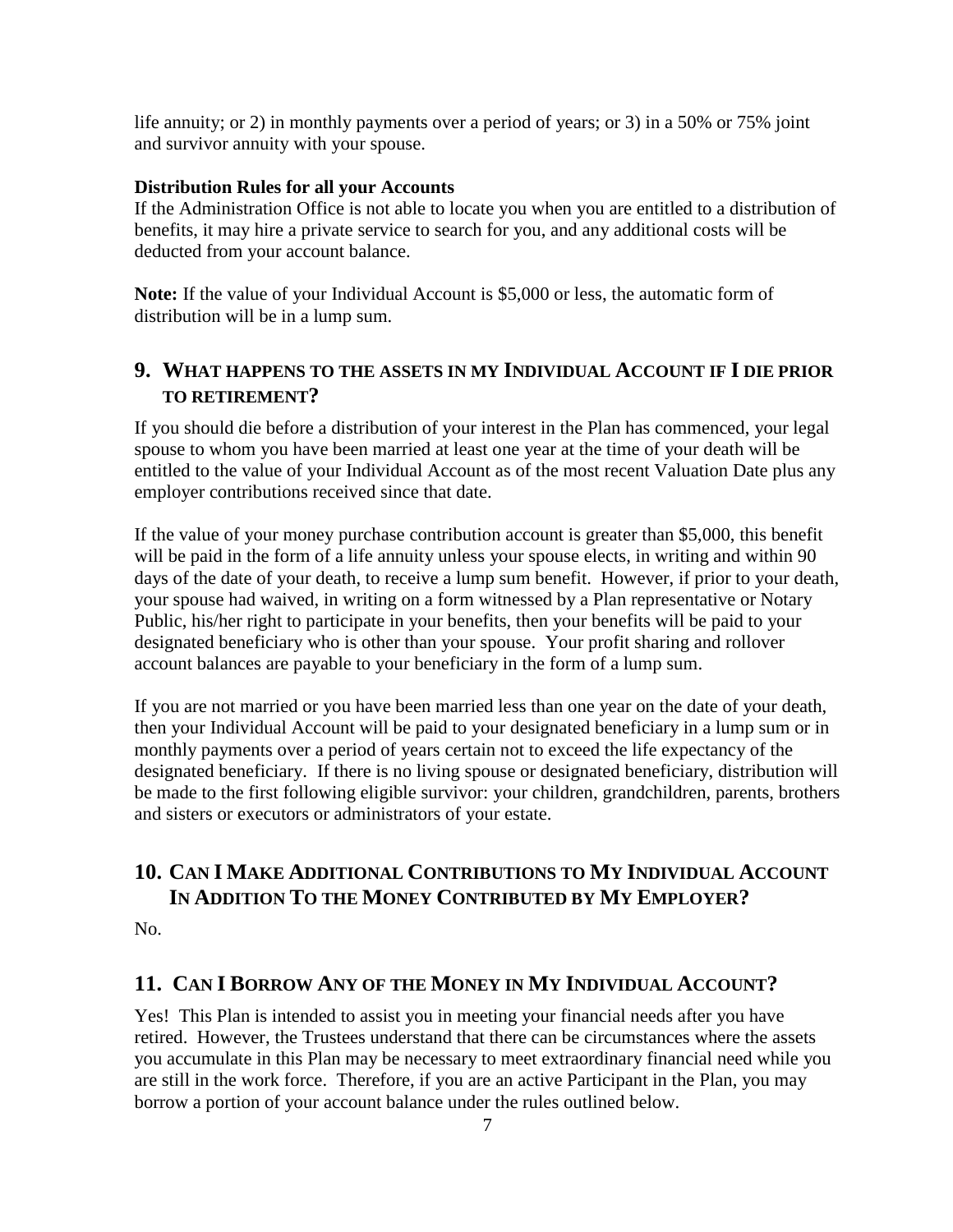life annuity; or 2) in monthly payments over a period of years; or 3) in a 50% or 75% joint and survivor annuity with your spouse.

**Distribution Rules for all your Accounts**

If the Administration Office is not able to locate you when you are entitled to a distribution of benefits, it may hire a private service to search for you, and any additional costs will be deducted from your account balance.

**Note:** If the value of your Individual Account is $5,000 or less, the automatic form of distribution will be in a lump sum.

## 9. What Happens to the Assets in My Individual Account if I Die Prior to Retirement?

If you should die before a distribution of your interest in the Plan has commenced, your legal spouse to whom you have been married at least one year at the time of your death will be entitled to the value of your Individual Account as of the most recent Valuation Date plus any employer contributions received since that date.

If the value of your money purchase contribution account is greater than $5,000, this benefit will be paid in the form of a life annuity unless your spouse elects, in writing and within 90 days of the date of your death, to receive a lump sum benefit. However, if prior to your death, your spouse had waived, in writing on a form witnessed by a Plan representative or Notary Public, his/her right to participate in your benefits, then your benefits will be paid to your designated beneficiary who is other than your spouse. Your profit sharing and rollover account balances are payable to your beneficiary in the form of a lump sum.

If you are not married or you have been married less than one year on the date of your death, then your Individual Account will be paid to your designated beneficiary in a lump sum or in monthly payments over a period of years certain not to exceed the life expectancy of the designated beneficiary. If there is no living spouse or designated beneficiary, distribution will be made to the first following eligible survivor: your children, grandchildren, parents, brothers and sisters or executors or administrators of your estate.

## 10. Can I Make Additional Contributions to My Individual Account In Addition To the Money Contributed by My Employer?

No.

## 11. Can I Borrow Any of the Money in My Individual Account?

Yes! This Plan is intended to assist you in meeting your financial needs after you have retired. However, the Trustees understand that there can be circumstances where the assets you accumulate in this Plan may be necessary to meet extraordinary financial need while you are still in the work force. Therefore, if you are an active Participant in the Plan, you may borrow a portion of your account balance under the rules outlined below.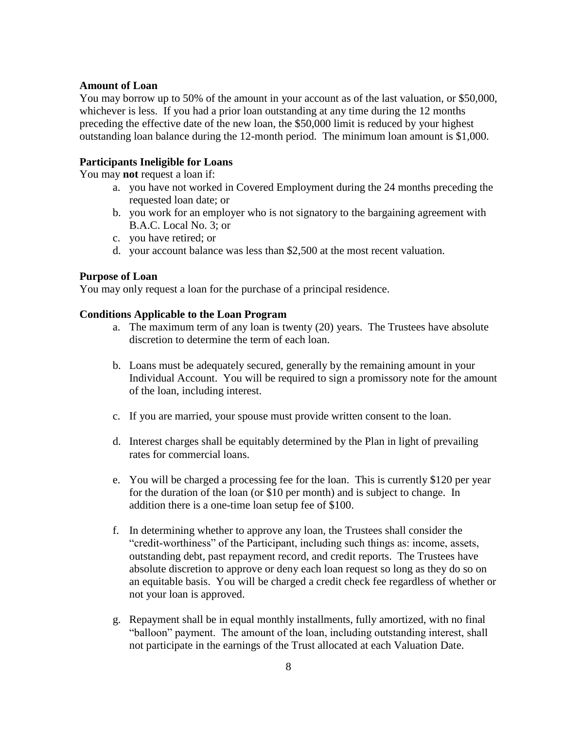**Amount of Loan**

You may borrow up to 50% of the amount in your account as of the last valuation, or $50,000, whichever is less. If you had a prior loan outstanding at any time during the 12 months preceding the effective date of the new loan, the $50,000 limit is reduced by your highest outstanding loan balance during the 12-month period. The minimum loan amount is $1,000.

**Participants Ineligible for Loans**

You may **not** request a loan if:

a. you have not worked in Covered Employment during the 24 months preceding the requested loan date; or
b. you work for an employer who is not signatory to the bargaining agreement with B.A.C. Local No. 3; or
c. you have retired; or
d. your account balance was less than $2,500 at the most recent valuation.

**Purpose of Loan**

You may only request a loan for the purchase of a principal residence.

**Conditions Applicable to the Loan Program**

a. The maximum term of any loan is twenty (20) years. The Trustees have absolute discretion to determine the term of each loan.

b. Loans must be adequately secured, generally by the remaining amount in your Individual Account. You will be required to sign a promissory note for the amount of the loan, including interest.

c. If you are married, your spouse must provide written consent to the loan.

d. Interest charges shall be equitably determined by the Plan in light of prevailing rates for commercial loans.

e. You will be charged a processing fee for the loan. This is currently $120 per year for the duration of the loan (or $10 per month) and is subject to change. In addition there is a one-time loan setup fee of $100.

f. In determining whether to approve any loan, the Trustees shall consider the "credit-worthiness" of the Participant, including such things as: income, assets, outstanding debt, past repayment record, and credit reports. The Trustees have absolute discretion to approve or deny each loan request so long as they do so on an equitable basis. You will be charged a credit check fee regardless of whether or not your loan is approved.

g. Repayment shall be in equal monthly installments, fully amortized, with no final "balloon" payment. The amount of the loan, including outstanding interest, shall not participate in the earnings of the Trust allocated at each Valuation Date.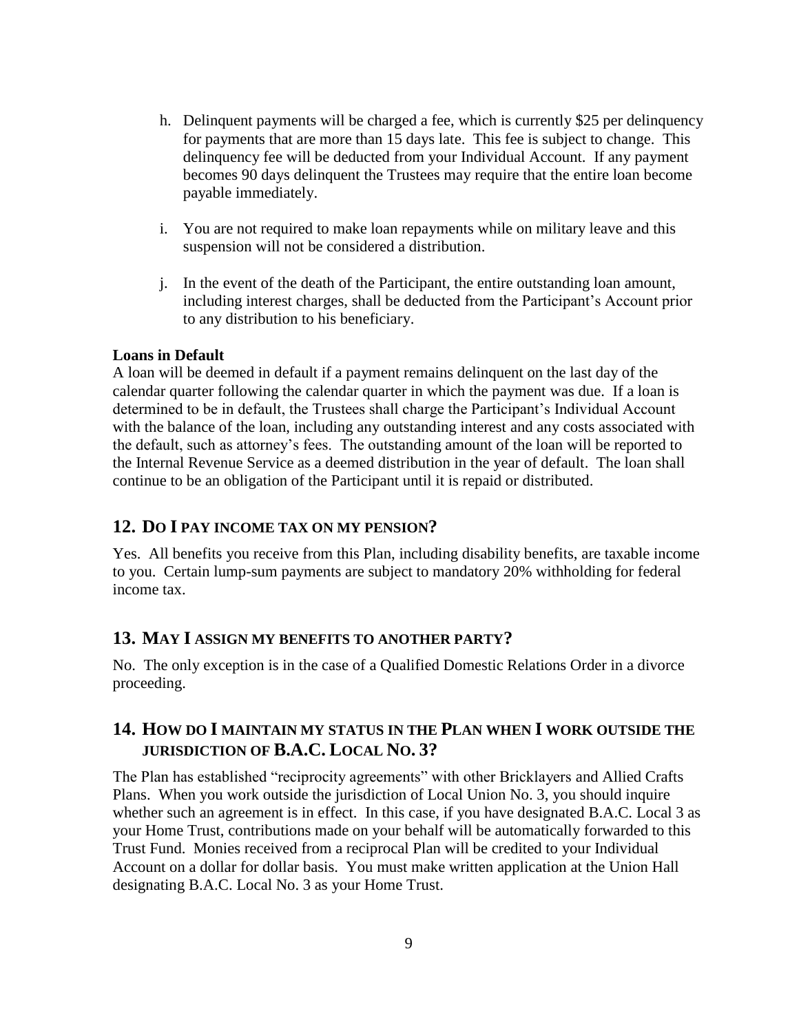h. Delinquent payments will be charged a fee, which is currently $25 per delinquency for payments that are more than 15 days late. This fee is subject to change. This delinquency fee will be deducted from your Individual Account. If any payment becomes 90 days delinquent the Trustees may require that the entire loan become payable immediately.

i. You are not required to make loan repayments while on military leave and this suspension will not be considered a distribution.

j. In the event of the death of the Participant, the entire outstanding loan amount, including interest charges, shall be deducted from the Participant's Account prior to any distribution to his beneficiary.

**Loans in Default**

A loan will be deemed in default if a payment remains delinquent on the last day of the calendar quarter following the calendar quarter in which the payment was due. If a loan is determined to be in default, the Trustees shall charge the Participant's Individual Account with the balance of the loan, including any outstanding interest and any costs associated with the default, such as attorney's fees. The outstanding amount of the loan will be reported to the Internal Revenue Service as a deemed distribution in the year of default. The loan shall continue to be an obligation of the Participant until it is repaid or distributed.

## 12. Do I pay income tax on my pension?

Yes. All benefits you receive from this Plan, including disability benefits, are taxable income to you. Certain lump-sum payments are subject to mandatory 20% withholding for federal income tax.

## 13. May I assign my benefits to another party?

No. The only exception is in the case of a Qualified Domestic Relations Order in a divorce proceeding.

## 14. How do I maintain my status in the Plan when I work outside the jurisdiction of B.A.C. Local No. 3?

The Plan has established "reciprocity agreements" with other Bricklayers and Allied Crafts Plans. When you work outside the jurisdiction of Local Union No. 3, you should inquire whether such an agreement is in effect. In this case, if you have designated B.A.C. Local 3 as your Home Trust, contributions made on your behalf will be automatically forwarded to this Trust Fund. Monies received from a reciprocal Plan will be credited to your Individual Account on a dollar for dollar basis. You must make written application at the Union Hall designating B.A.C. Local No. 3 as your Home Trust.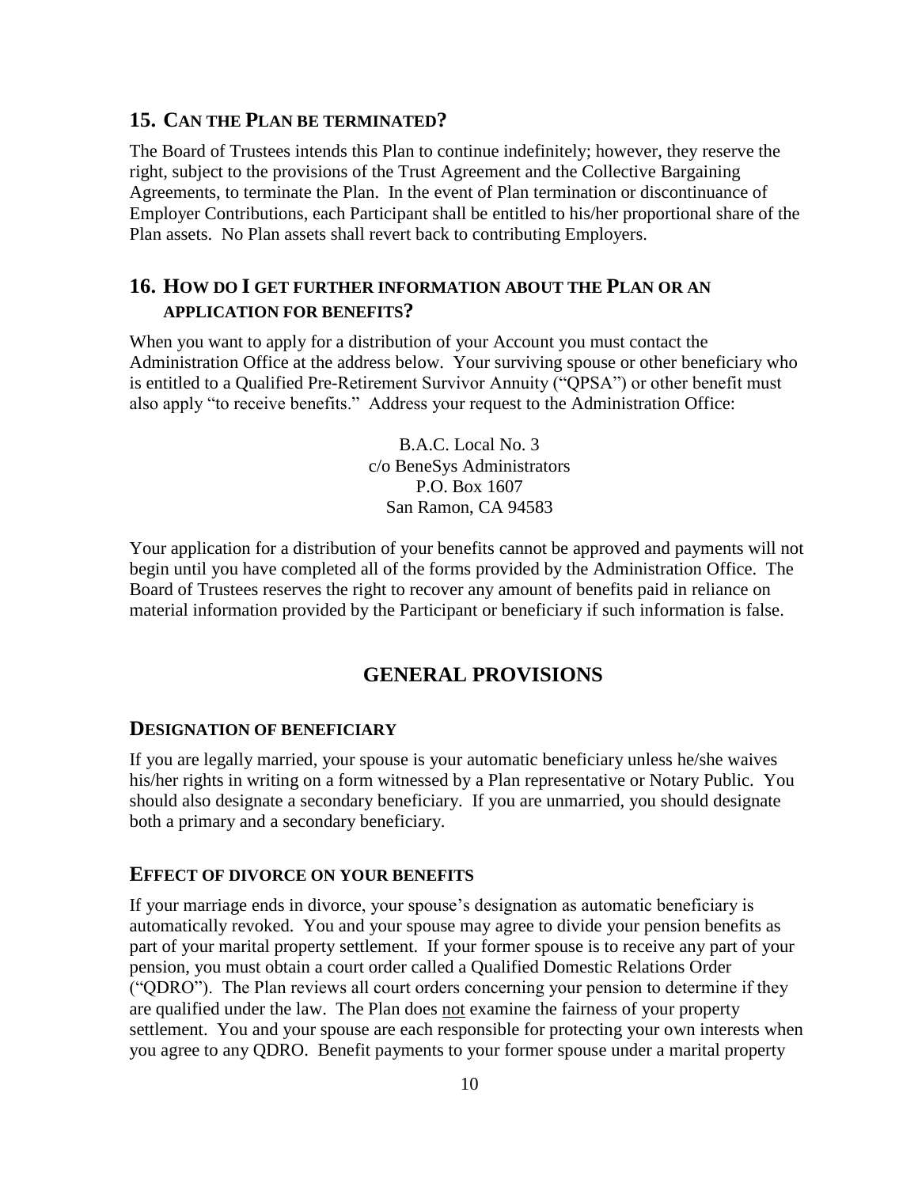## 15. CAN THE PLAN BE TERMINATED?

The Board of Trustees intends this Plan to continue indefinitely; however, they reserve the right, subject to the provisions of the Trust Agreement and the Collective Bargaining Agreements, to terminate the Plan. In the event of Plan termination or discontinuance of Employer Contributions, each Participant shall be entitled to his/her proportional share of the Plan assets. No Plan assets shall revert back to contributing Employers.

## 16. HOW DO I GET FURTHER INFORMATION ABOUT THE PLAN OR AN APPLICATION FOR BENEFITS?

When you want to apply for a distribution of your Account you must contact the Administration Office at the address below. Your surviving spouse or other beneficiary who is entitled to a Qualified Pre-Retirement Survivor Annuity ("QPSA") or other benefit must also apply "to receive benefits." Address your request to the Administration Office:

B.A.C. Local No. 3
c/o BeneSys Administrators
P.O. Box 1607
San Ramon, CA 94583

Your application for a distribution of your benefits cannot be approved and payments will not begin until you have completed all of the forms provided by the Administration Office. The Board of Trustees reserves the right to recover any amount of benefits paid in reliance on material information provided by the Participant or beneficiary if such information is false.

# GENERAL PROVISIONS

## DESIGNATION OF BENEFICIARY

If you are legally married, your spouse is your automatic beneficiary unless he/she waives his/her rights in writing on a form witnessed by a Plan representative or Notary Public. You should also designate a secondary beneficiary. If you are unmarried, you should designate both a primary and a secondary beneficiary.

## EFFECT OF DIVORCE ON YOUR BENEFITS

If your marriage ends in divorce, your spouse's designation as automatic beneficiary is automatically revoked. You and your spouse may agree to divide your pension benefits as part of your marital property settlement. If your former spouse is to receive any part of your pension, you must obtain a court order called a Qualified Domestic Relations Order ("QDRO"). The Plan reviews all court orders concerning your pension to determine if they are qualified under the law. The Plan does not examine the fairness of your property settlement. You and your spouse are each responsible for protecting your own interests when you agree to any QDRO. Benefit payments to your former spouse under a marital property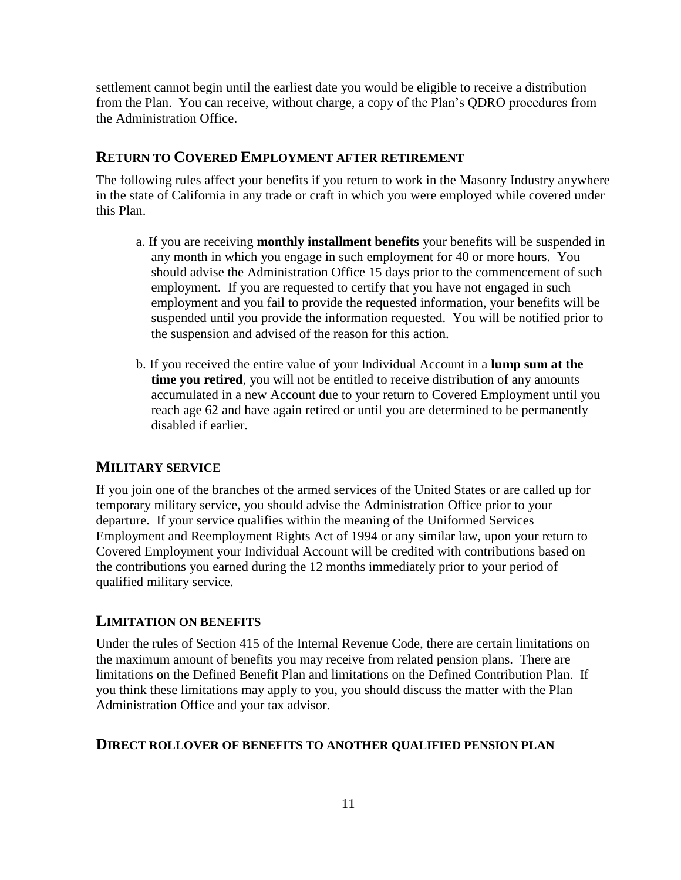settlement cannot begin until the earliest date you would be eligible to receive a distribution from the Plan. You can receive, without charge, a copy of the Plan's QDRO procedures from the Administration Office.

## RETURN TO COVERED EMPLOYMENT AFTER RETIREMENT

The following rules affect your benefits if you return to work in the Masonry Industry anywhere in the state of California in any trade or craft in which you were employed while covered under this Plan.

a. If you are receiving **monthly installment benefits** your benefits will be suspended in any month in which you engage in such employment for 40 or more hours. You should advise the Administration Office 15 days prior to the commencement of such employment. If you are requested to certify that you have not engaged in such employment and you fail to provide the requested information, your benefits will be suspended until you provide the information requested. You will be notified prior to the suspension and advised of the reason for this action.

b. If you received the entire value of your Individual Account in a **lump sum at the time you retired**, you will not be entitled to receive distribution of any amounts accumulated in a new Account due to your return to Covered Employment until you reach age 62 and have again retired or until you are determined to be permanently disabled if earlier.

## MILITARY SERVICE

If you join one of the branches of the armed services of the United States or are called up for temporary military service, you should advise the Administration Office prior to your departure. If your service qualifies within the meaning of the Uniformed Services Employment and Reemployment Rights Act of 1994 or any similar law, upon your return to Covered Employment your Individual Account will be credited with contributions based on the contributions you earned during the 12 months immediately prior to your period of qualified military service.

## LIMITATION ON BENEFITS

Under the rules of Section 415 of the Internal Revenue Code, there are certain limitations on the maximum amount of benefits you may receive from related pension plans. There are limitations on the Defined Benefit Plan and limitations on the Defined Contribution Plan. If you think these limitations may apply to you, you should discuss the matter with the Plan Administration Office and your tax advisor.

## DIRECT ROLLOVER OF BENEFITS TO ANOTHER QUALIFIED PENSION PLAN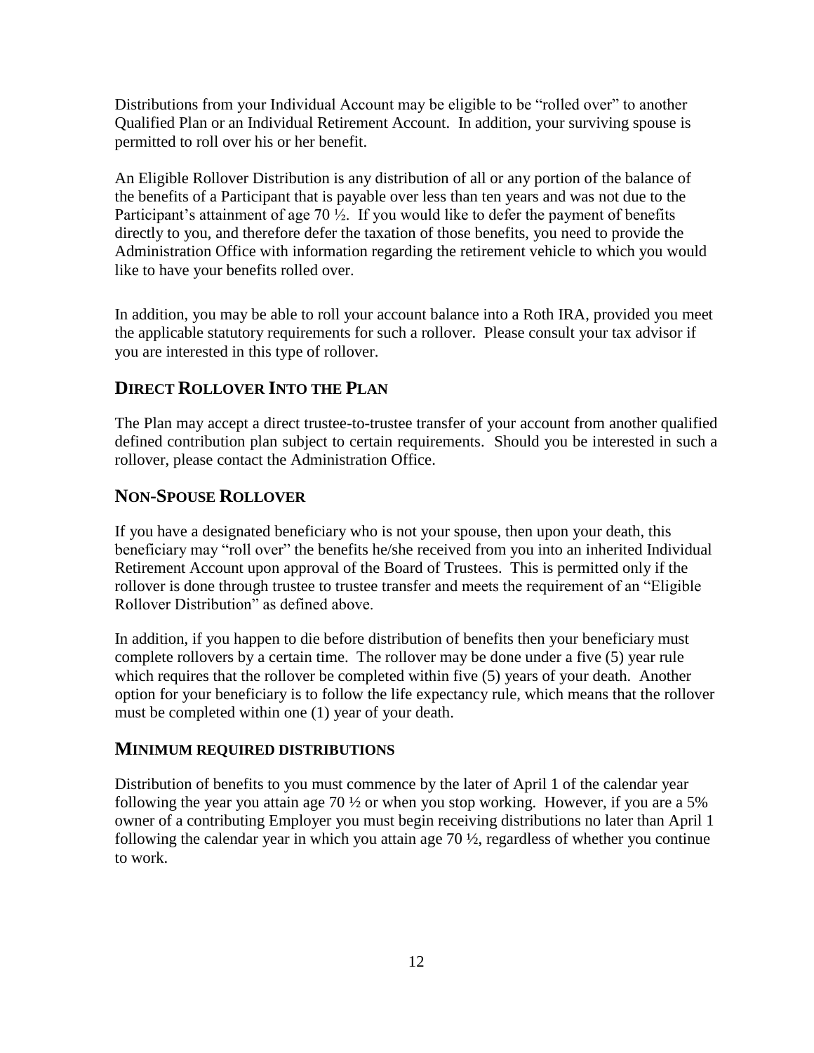Distributions from your Individual Account may be eligible to be "rolled over" to another Qualified Plan or an Individual Retirement Account. In addition, your surviving spouse is permitted to roll over his or her benefit.

An Eligible Rollover Distribution is any distribution of all or any portion of the balance of the benefits of a Participant that is payable over less than ten years and was not due to the Participant's attainment of age 70 ½. If you would like to defer the payment of benefits directly to you, and therefore defer the taxation of those benefits, you need to provide the Administration Office with information regarding the retirement vehicle to which you would like to have your benefits rolled over.

In addition, you may be able to roll your account balance into a Roth IRA, provided you meet the applicable statutory requirements for such a rollover. Please consult your tax advisor if you are interested in this type of rollover.

## DIRECT ROLLOVER INTO THE PLAN

The Plan may accept a direct trustee-to-trustee transfer of your account from another qualified defined contribution plan subject to certain requirements. Should you be interested in such a rollover, please contact the Administration Office.

## NON-SPOUSE ROLLOVER

If you have a designated beneficiary who is not your spouse, then upon your death, this beneficiary may "roll over" the benefits he/she received from you into an inherited Individual Retirement Account upon approval of the Board of Trustees. This is permitted only if the rollover is done through trustee to trustee transfer and meets the requirement of an "Eligible Rollover Distribution" as defined above.

In addition, if you happen to die before distribution of benefits then your beneficiary must complete rollovers by a certain time. The rollover may be done under a five (5) year rule which requires that the rollover be completed within five (5) years of your death. Another option for your beneficiary is to follow the life expectancy rule, which means that the rollover must be completed within one (1) year of your death.

## MINIMUM REQUIRED DISTRIBUTIONS

Distribution of benefits to you must commence by the later of April 1 of the calendar year following the year you attain age 70 ½ or when you stop working. However, if you are a 5% owner of a contributing Employer you must begin receiving distributions no later than April 1 following the calendar year in which you attain age 70 ½, regardless of whether you continue to work.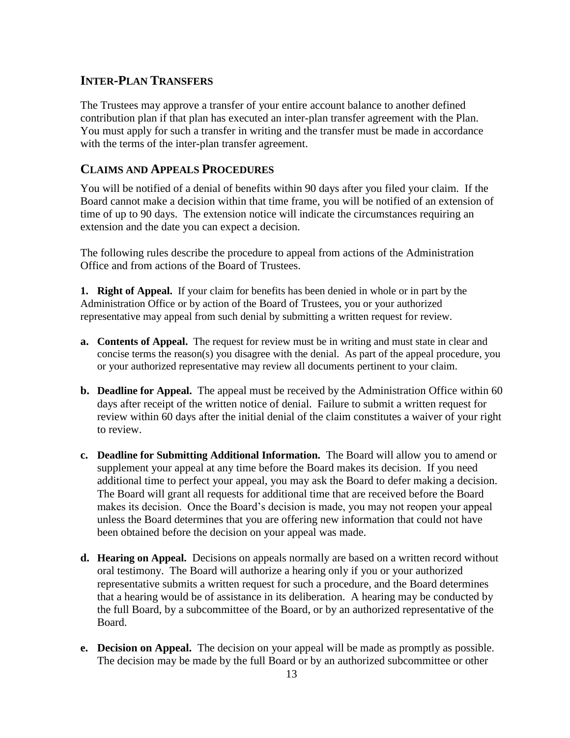## INTER-PLAN TRANSFERS

The Trustees may approve a transfer of your entire account balance to another defined contribution plan if that plan has executed an inter-plan transfer agreement with the Plan. You must apply for such a transfer in writing and the transfer must be made in accordance with the terms of the inter-plan transfer agreement.

## CLAIMS AND APPEALS PROCEDURES

You will be notified of a denial of benefits within 90 days after you filed your claim. If the Board cannot make a decision within that time frame, you will be notified of an extension of time of up to 90 days. The extension notice will indicate the circumstances requiring an extension and the date you can expect a decision.

The following rules describe the procedure to appeal from actions of the Administration Office and from actions of the Board of Trustees.

**1. Right of Appeal.** If your claim for benefits has been denied in whole or in part by the Administration Office or by action of the Board of Trustees, you or your authorized representative may appeal from such denial by submitting a written request for review.

**a. Contents of Appeal.** The request for review must be in writing and must state in clear and concise terms the reason(s) you disagree with the denial. As part of the appeal procedure, you or your authorized representative may review all documents pertinent to your claim.

**b. Deadline for Appeal.** The appeal must be received by the Administration Office within 60 days after receipt of the written notice of denial. Failure to submit a written request for review within 60 days after the initial denial of the claim constitutes a waiver of your right to review.

**c. Deadline for Submitting Additional Information.** The Board will allow you to amend or supplement your appeal at any time before the Board makes its decision. If you need additional time to perfect your appeal, you may ask the Board to defer making a decision. The Board will grant all requests for additional time that are received before the Board makes its decision. Once the Board's decision is made, you may not reopen your appeal unless the Board determines that you are offering new information that could not have been obtained before the decision on your appeal was made.

**d. Hearing on Appeal.** Decisions on appeals normally are based on a written record without oral testimony. The Board will authorize a hearing only if you or your authorized representative submits a written request for such a procedure, and the Board determines that a hearing would be of assistance in its deliberation. A hearing may be conducted by the full Board, by a subcommittee of the Board, or by an authorized representative of the Board.

**e. Decision on Appeal.** The decision on your appeal will be made as promptly as possible. The decision may be made by the full Board or by an authorized subcommittee or other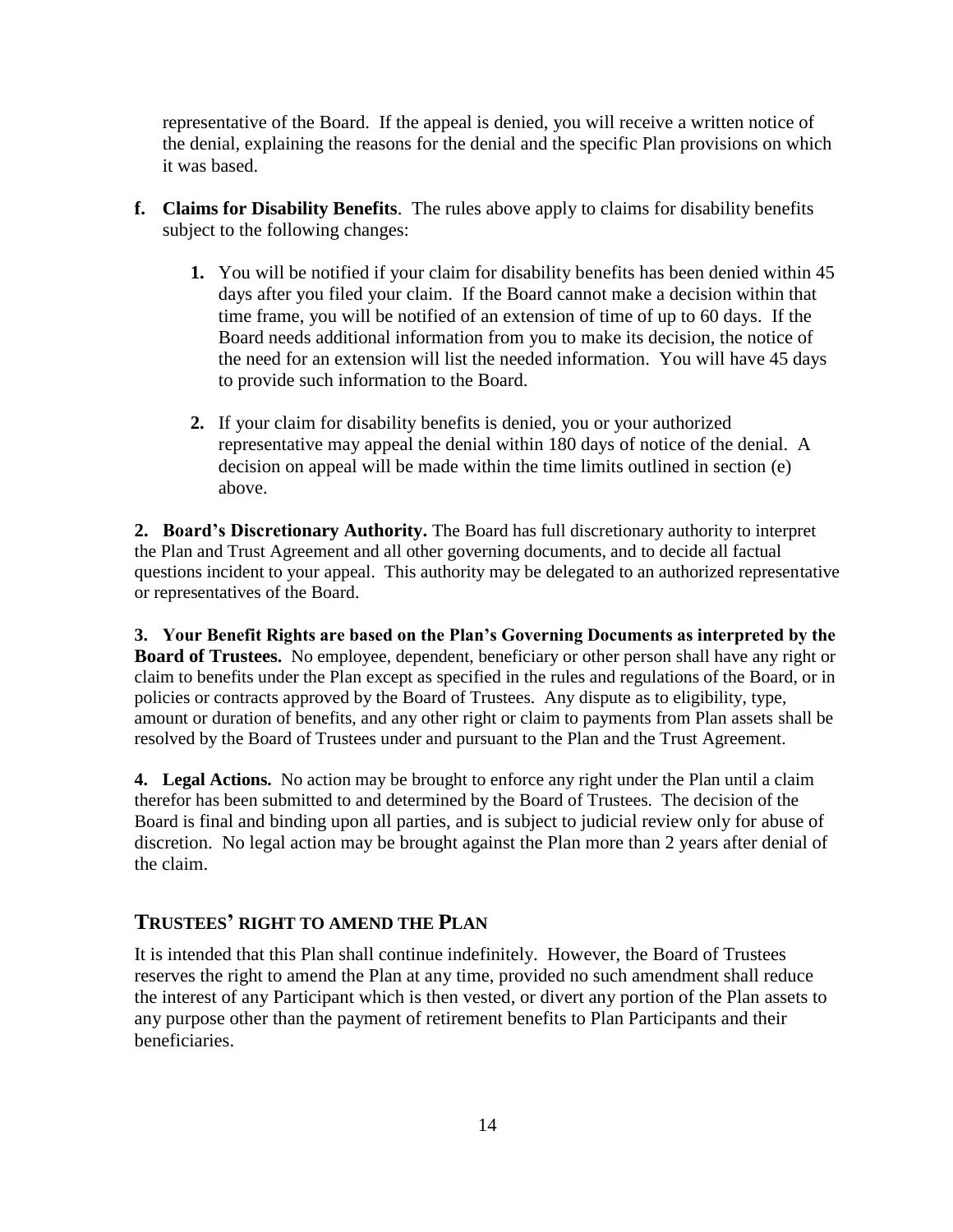representative of the Board. If the appeal is denied, you will receive a written notice of the denial, explaining the reasons for the denial and the specific Plan provisions on which it was based.

**f. Claims for Disability Benefits**. The rules above apply to claims for disability benefits subject to the following changes:

1. You will be notified if your claim for disability benefits has been denied within 45 days after you filed your claim. If the Board cannot make a decision within that time frame, you will be notified of an extension of time of up to 60 days. If the Board needs additional information from you to make its decision, the notice of the need for an extension will list the needed information. You will have 45 days to provide such information to the Board.

2. If your claim for disability benefits is denied, you or your authorized representative may appeal the denial within 180 days of notice of the denial. A decision on appeal will be made within the time limits outlined in section (e) above.

**2. Board's Discretionary Authority.** The Board has full discretionary authority to interpret the Plan and Trust Agreement and all other governing documents, and to decide all factual questions incident to your appeal. This authority may be delegated to an authorized representative or representatives of the Board.

**3. Your Benefit Rights are based on the Plan's Governing Documents as interpreted by the Board of Trustees.** No employee, dependent, beneficiary or other person shall have any right or claim to benefits under the Plan except as specified in the rules and regulations of the Board, or in policies or contracts approved by the Board of Trustees. Any dispute as to eligibility, type, amount or duration of benefits, and any other right or claim to payments from Plan assets shall be resolved by the Board of Trustees under and pursuant to the Plan and the Trust Agreement.

**4. Legal Actions.** No action may be brought to enforce any right under the Plan until a claim therefor has been submitted to and determined by the Board of Trustees. The decision of the Board is final and binding upon all parties, and is subject to judicial review only for abuse of discretion. No legal action may be brought against the Plan more than 2 years after denial of the claim.

## TRUSTEES' RIGHT TO AMEND THE PLAN

It is intended that this Plan shall continue indefinitely. However, the Board of Trustees reserves the right to amend the Plan at any time, provided no such amendment shall reduce the interest of any Participant which is then vested, or divert any portion of the Plan assets to any purpose other than the payment of retirement benefits to Plan Participants and their beneficiaries.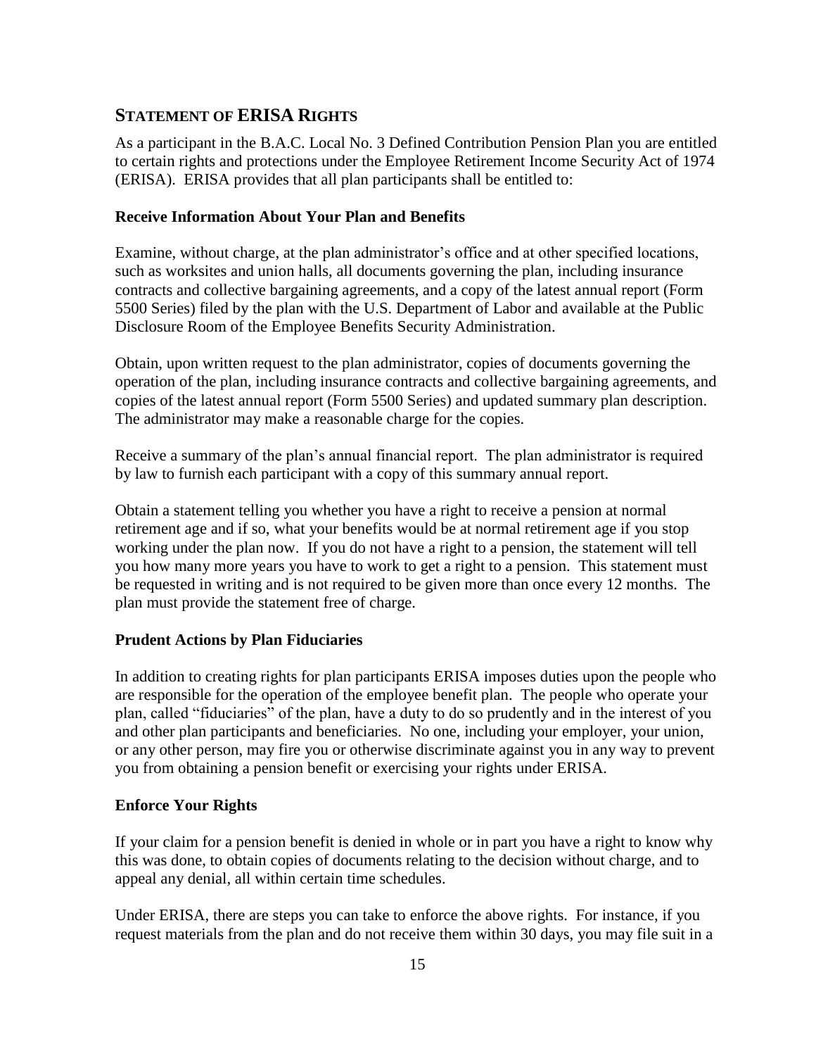## STATEMENT OF ERISA RIGHTS

As a participant in the B.A.C. Local No. 3 Defined Contribution Pension Plan you are entitled to certain rights and protections under the Employee Retirement Income Security Act of 1974 (ERISA). ERISA provides that all plan participants shall be entitled to:

### Receive Information About Your Plan and Benefits

Examine, without charge, at the plan administrator's office and at other specified locations, such as worksites and union halls, all documents governing the plan, including insurance contracts and collective bargaining agreements, and a copy of the latest annual report (Form 5500 Series) filed by the plan with the U.S. Department of Labor and available at the Public Disclosure Room of the Employee Benefits Security Administration.

Obtain, upon written request to the plan administrator, copies of documents governing the operation of the plan, including insurance contracts and collective bargaining agreements, and copies of the latest annual report (Form 5500 Series) and updated summary plan description. The administrator may make a reasonable charge for the copies.

Receive a summary of the plan's annual financial report. The plan administrator is required by law to furnish each participant with a copy of this summary annual report.

Obtain a statement telling you whether you have a right to receive a pension at normal retirement age and if so, what your benefits would be at normal retirement age if you stop working under the plan now. If you do not have a right to a pension, the statement will tell you how many more years you have to work to get a right to a pension. This statement must be requested in writing and is not required to be given more than once every 12 months. The plan must provide the statement free of charge.

### Prudent Actions by Plan Fiduciaries

In addition to creating rights for plan participants ERISA imposes duties upon the people who are responsible for the operation of the employee benefit plan. The people who operate your plan, called "fiduciaries" of the plan, have a duty to do so prudently and in the interest of you and other plan participants and beneficiaries. No one, including your employer, your union, or any other person, may fire you or otherwise discriminate against you in any way to prevent you from obtaining a pension benefit or exercising your rights under ERISA.

### Enforce Your Rights

If your claim for a pension benefit is denied in whole or in part you have a right to know why this was done, to obtain copies of documents relating to the decision without charge, and to appeal any denial, all within certain time schedules.

Under ERISA, there are steps you can take to enforce the above rights. For instance, if you request materials from the plan and do not receive them within 30 days, you may file suit in a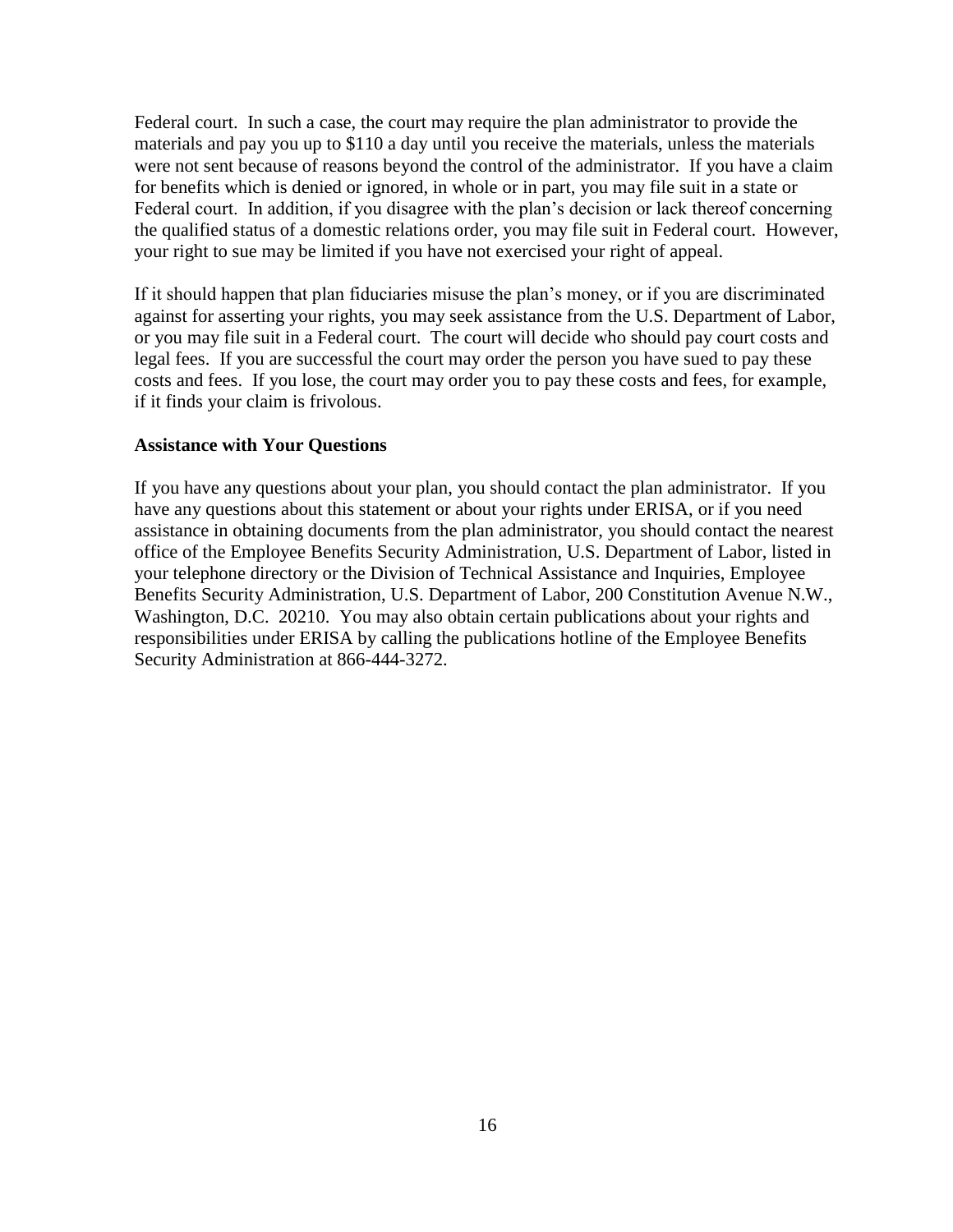Federal court. In such a case, the court may require the plan administrator to provide the materials and pay you up to $110 a day until you receive the materials, unless the materials were not sent because of reasons beyond the control of the administrator. If you have a claim for benefits which is denied or ignored, in whole or in part, you may file suit in a state or Federal court. In addition, if you disagree with the plan's decision or lack thereof concerning the qualified status of a domestic relations order, you may file suit in Federal court. However, your right to sue may be limited if you have not exercised your right of appeal.

If it should happen that plan fiduciaries misuse the plan's money, or if you are discriminated against for asserting your rights, you may seek assistance from the U.S. Department of Labor, or you may file suit in a Federal court. The court will decide who should pay court costs and legal fees. If you are successful the court may order the person you have sued to pay these costs and fees. If you lose, the court may order you to pay these costs and fees, for example, if it finds your claim is frivolous.

**Assistance with Your Questions**

If you have any questions about your plan, you should contact the plan administrator. If you have any questions about this statement or about your rights under ERISA, or if you need assistance in obtaining documents from the plan administrator, you should contact the nearest office of the Employee Benefits Security Administration, U.S. Department of Labor, listed in your telephone directory or the Division of Technical Assistance and Inquiries, Employee Benefits Security Administration, U.S. Department of Labor, 200 Constitution Avenue N.W., Washington, D.C. 20210. You may also obtain certain publications about your rights and responsibilities under ERISA by calling the publications hotline of the Employee Benefits Security Administration at 866-444-3272.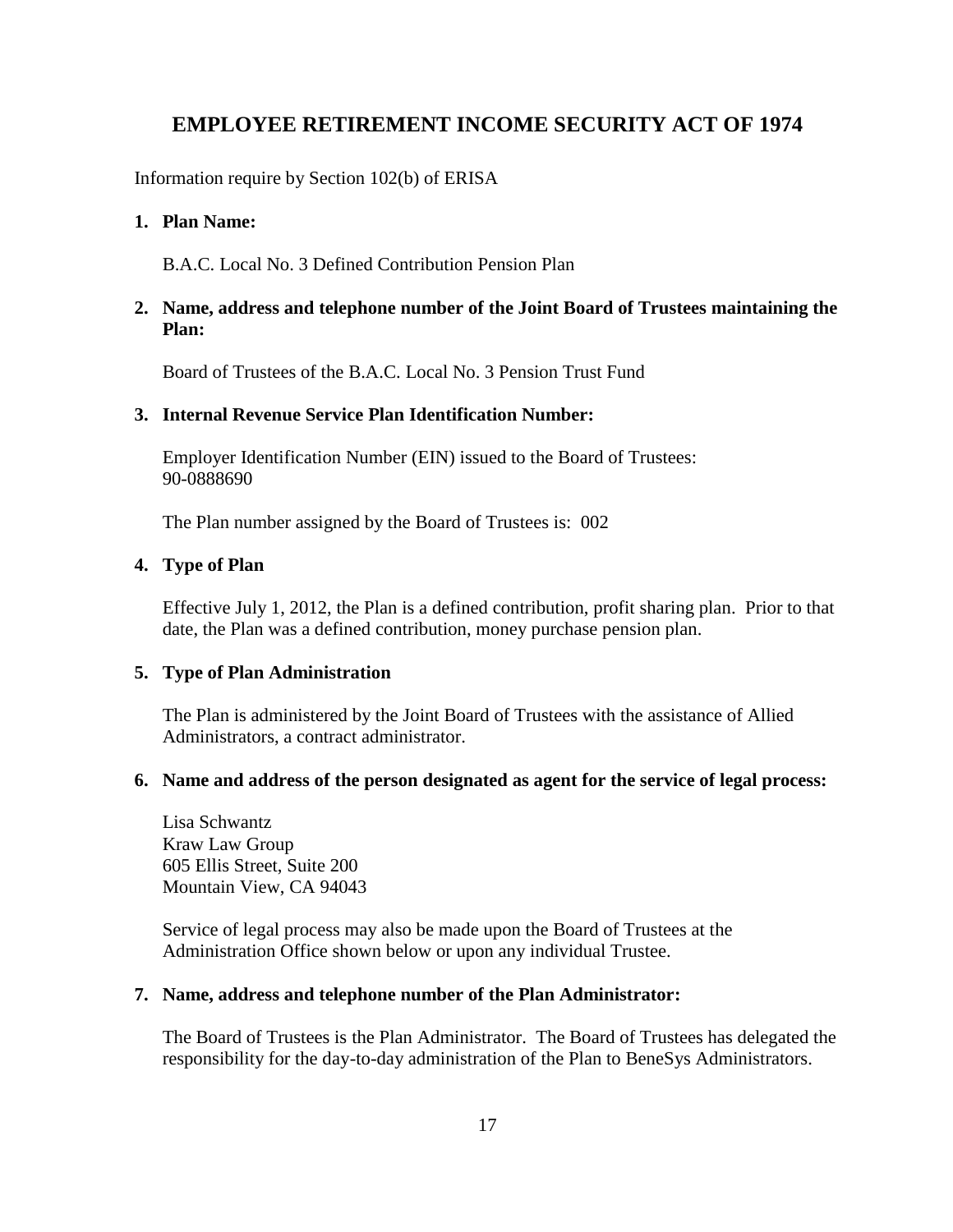# EMPLOYEE RETIREMENT INCOME SECURITY ACT OF 1974

Information require by Section 102(b) of ERISA

1. **Plan Name:**

   B.A.C. Local No. 3 Defined Contribution Pension Plan

2. **Name, address and telephone number of the Joint Board of Trustees maintaining the Plan:**

   Board of Trustees of the B.A.C. Local No. 3 Pension Trust Fund

3. **Internal Revenue Service Plan Identification Number:**

   Employer Identification Number (EIN) issued to the Board of Trustees:
   90-0888690

   The Plan number assigned by the Board of Trustees is: 002

4. **Type of Plan**

   Effective July 1, 2012, the Plan is a defined contribution, profit sharing plan. Prior to that date, the Plan was a defined contribution, money purchase pension plan.

5. **Type of Plan Administration**

   The Plan is administered by the Joint Board of Trustees with the assistance of Allied Administrators, a contract administrator.

6. **Name and address of the person designated as agent for the service of legal process:**

   Lisa Schwantz
   Kraw Law Group
   605 Ellis Street, Suite 200
   Mountain View, CA 94043

   Service of legal process may also be made upon the Board of Trustees at the Administration Office shown below or upon any individual Trustee.

7. **Name, address and telephone number of the Plan Administrator:**

   The Board of Trustees is the Plan Administrator. The Board of Trustees has delegated the responsibility for the day-to-day administration of the Plan to BeneSys Administrators.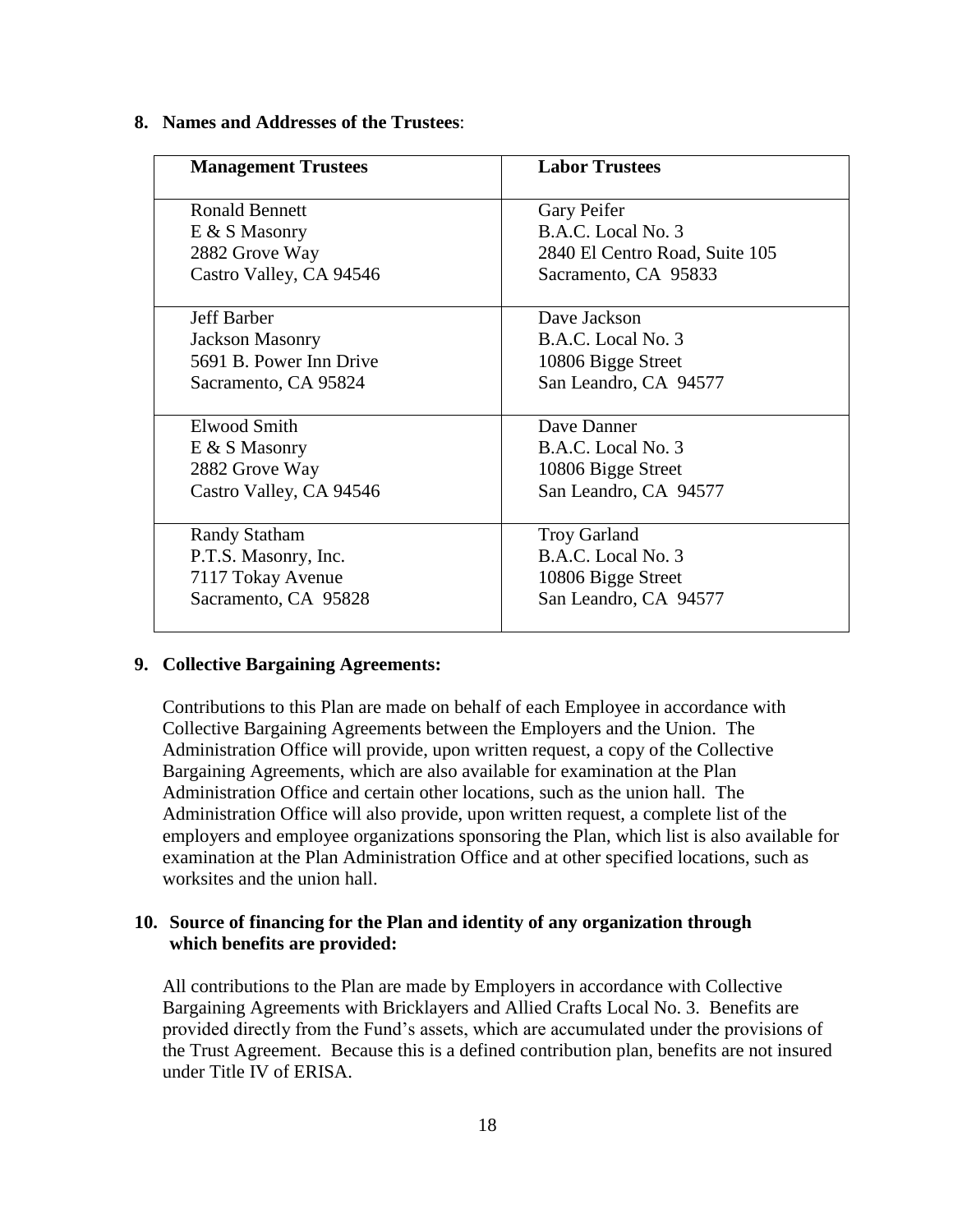**8. Names and Addresses of the Trustees**:

| Management Trustees | Labor Trustees |
|---|---|
| Ronald Bennett<br>E & S Masonry<br>2882 Grove Way<br>Castro Valley, CA 94546 | Gary Peifer<br>B.A.C. Local No. 3<br>2840 El Centro Road, Suite 105<br>Sacramento, CA 95833 |
| Jeff Barber<br>Jackson Masonry<br>5691 B. Power Inn Drive<br>Sacramento, CA 95824 | Dave Jackson<br>B.A.C. Local No. 3<br>10806 Bigge Street<br>San Leandro, CA 94577 |
| Elwood Smith<br>E & S Masonry<br>2882 Grove Way<br>Castro Valley, CA 94546 | Dave Danner<br>B.A.C. Local No. 3<br>10806 Bigge Street<br>San Leandro, CA 94577 |
| Randy Statham<br>P.T.S. Masonry, Inc.<br>7117 Tokay Avenue<br>Sacramento, CA 95828 | Troy Garland<br>B.A.C. Local No. 3<br>10806 Bigge Street<br>San Leandro, CA 94577 |

**9. Collective Bargaining Agreements:**

Contributions to this Plan are made on behalf of each Employee in accordance with Collective Bargaining Agreements between the Employers and the Union. The Administration Office will provide, upon written request, a copy of the Collective Bargaining Agreements, which are also available for examination at the Plan Administration Office and certain other locations, such as the union hall. The Administration Office will also provide, upon written request, a complete list of the employers and employee organizations sponsoring the Plan, which list is also available for examination at the Plan Administration Office and at other specified locations, such as worksites and the union hall.

**10. Source of financing for the Plan and identity of any organization through which benefits are provided:**

All contributions to the Plan are made by Employers in accordance with Collective Bargaining Agreements with Bricklayers and Allied Crafts Local No. 3. Benefits are provided directly from the Fund's assets, which are accumulated under the provisions of the Trust Agreement. Because this is a defined contribution plan, benefits are not insured under Title IV of ERISA.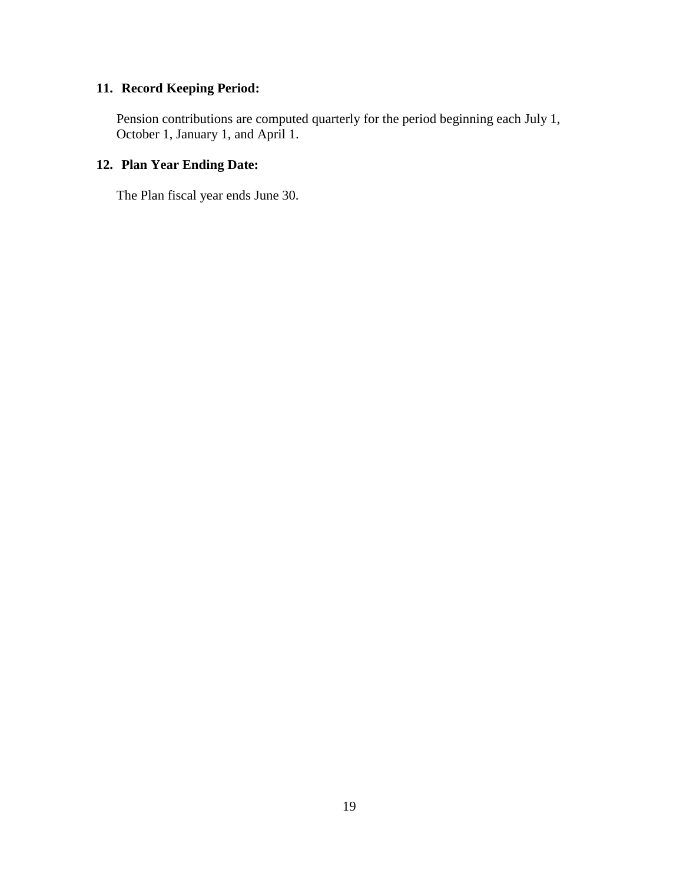**11. Record Keeping Period:**

Pension contributions are computed quarterly for the period beginning each July 1, October 1, January 1, and April 1.

**12. Plan Year Ending Date:**

The Plan fiscal year ends June 30.